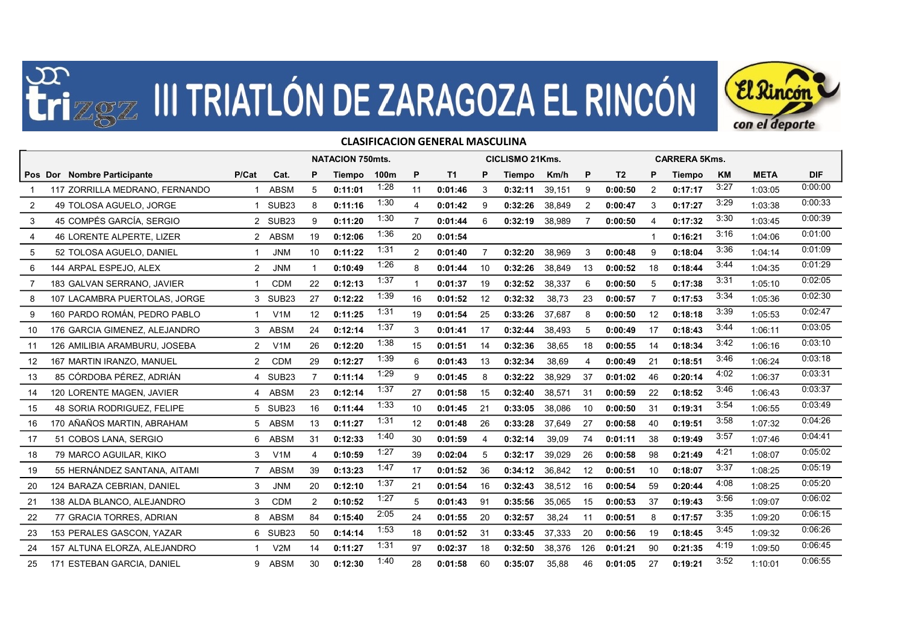# III TRIATLÓN DE ZARAGOZA EL RINCÓN

## CLASIFICACION GENERAL MASCULINA

| | | | | | NATACION 750mts. | | | | | CICLISMO 21Kms. | | | | | CARRERA 5Kms. | | | | |
|---|---|---|---|---|---|---|---|---|---|---|---|---|---|---|---|---|---|---|---|
| Pos | Dor | Nombre Participante | P/Cat | Cat. | P | Tiempo | 100m | P | T1 | P | Tiempo | Km/h | P | T2 | P | Tiempo | KM | META | DIF |
| 1 | 117 | ZORRILLA MEDRANO, FERNANDO | 1 | ABSM | 5 | 0:11:01 | 1:28 | 11 | 0:01:46 | 3 | 0:32:11 | 39,151 | 9 | 0:00:50 | 2 | 0:17:17 | 3:27 | 1:03:05 | 0:00:00 |
| 2 | 49 | TOLOSA AGUELO, JORGE | 1 | SUB23 | 8 | 0:11:16 | 1:30 | 4 | 0:01:42 | 9 | 0:32:26 | 38,849 | 2 | 0:00:47 | 3 | 0:17:27 | 3:29 | 1:03:38 | 0:00:33 |
| 3 | 45 | COMPÉS GARCÍA, SERGIO | 2 | SUB23 | 9 | 0:11:20 | 1:30 | 7 | 0:01:44 | 6 | 0:32:19 | 38,989 | 7 | 0:00:50 | 4 | 0:17:32 | 3:30 | 1:03:45 | 0:00:39 |
| 4 | 46 | LORENTE ALPERTE, LIZER | 2 | ABSM | 19 | 0:12:06 | 1:36 | 20 | 0:01:54 | | | | | | 1 | 0:16:21 | 3:16 | 1:04:06 | 0:01:00 |
| 5 | 52 | TOLOSA AGUELO, DANIEL | 1 | JNM | 10 | 0:11:22 | 1:31 | 2 | 0:01:40 | 7 | 0:32:20 | 38,969 | 3 | 0:00:48 | 9 | 0:18:04 | 3:36 | 1:04:14 | 0:01:09 |
| 6 | 144 | ARPAL ESPEJO, ALEX | 2 | JNM | 1 | 0:10:49 | 1:26 | 8 | 0:01:44 | 10 | 0:32:26 | 38,849 | 13 | 0:00:52 | 18 | 0:18:44 | 3:44 | 1:04:35 | 0:01:29 |
| 7 | 183 | GALVAN SERRANO, JAVIER | 1 | CDM | 22 | 0:12:13 | 1:37 | 1 | 0:01:37 | 19 | 0:32:52 | 38,337 | 6 | 0:00:50 | 5 | 0:17:38 | 3:31 | 1:05:10 | 0:02:05 |
| 8 | 107 | LACAMBRA PUERTOLAS, JORGE | 3 | SUB23 | 27 | 0:12:22 | 1:39 | 16 | 0:01:52 | 12 | 0:32:32 | 38,73 | 23 | 0:00:57 | 7 | 0:17:53 | 3:34 | 1:05:36 | 0:02:30 |
| 9 | 160 | PARDO ROMÁN, PEDRO PABLO | 1 | V1M | 12 | 0:11:25 | 1:31 | 19 | 0:01:54 | 25 | 0:33:26 | 37,687 | 8 | 0:00:50 | 12 | 0:18:18 | 3:39 | 1:05:53 | 0:02:47 |
| 10 | 176 | GARCIA GIMENEZ, ALEJANDRO | 3 | ABSM | 24 | 0:12:14 | 1:37 | 3 | 0:01:41 | 17 | 0:32:44 | 38,493 | 5 | 0:00:49 | 17 | 0:18:43 | 3:44 | 1:06:11 | 0:03:05 |
| 11 | 126 | AMILIBIA ARAMBURU, JOSEBA | 2 | V1M | 26 | 0:12:20 | 1:38 | 15 | 0:01:51 | 14 | 0:32:36 | 38,65 | 18 | 0:00:55 | 14 | 0:18:34 | 3:42 | 1:06:16 | 0:03:10 |
| 12 | 167 | MARTIN IRANZO, MANUEL | 2 | CDM | 29 | 0:12:27 | 1:39 | 6 | 0:01:43 | 13 | 0:32:34 | 38,69 | 4 | 0:00:49 | 21 | 0:18:51 | 3:46 | 1:06:24 | 0:03:18 |
| 13 | 85 | CÓRDOBA PÉREZ, ADRIÁN | 4 | SUB23 | 7 | 0:11:14 | 1:29 | 9 | 0:01:45 | 8 | 0:32:22 | 38,929 | 37 | 0:01:02 | 46 | 0:20:14 | 4:02 | 1:06:37 | 0:03:31 |
| 14 | 120 | LORENTE MAGEN, JAVIER | 4 | ABSM | 23 | 0:12:14 | 1:37 | 27 | 0:01:58 | 15 | 0:32:40 | 38,571 | 31 | 0:00:59 | 22 | 0:18:52 | 3:46 | 1:06:43 | 0:03:37 |
| 15 | 48 | SORIA RODRIGUEZ, FELIPE | 5 | SUB23 | 16 | 0:11:44 | 1:33 | 10 | 0:01:45 | 21 | 0:33:05 | 38,086 | 10 | 0:00:50 | 31 | 0:19:31 | 3:54 | 1:06:55 | 0:03:49 |
| 16 | 170 | AÑAÑOS MARTIN, ABRAHAM | 5 | ABSM | 13 | 0:11:27 | 1:31 | 12 | 0:01:48 | 26 | 0:33:28 | 37,649 | 27 | 0:00:58 | 40 | 0:19:51 | 3:58 | 1:07:32 | 0:04:26 |
| 17 | 51 | COBOS LANA, SERGIO | 6 | ABSM | 31 | 0:12:33 | 1:40 | 30 | 0:01:59 | 4 | 0:32:14 | 39,09 | 74 | 0:01:11 | 38 | 0:19:49 | 3:57 | 1:07:46 | 0:04:41 |
| 18 | 79 | MARCO AGUILAR, KIKO | 3 | V1M | 4 | 0:10:59 | 1:27 | 39 | 0:02:04 | 5 | 0:32:17 | 39,029 | 26 | 0:00:58 | 98 | 0:21:49 | 4:21 | 1:08:07 | 0:05:02 |
| 19 | 55 | HERNÁNDEZ SANTANA, AITAMI | 7 | ABSM | 39 | 0:13:23 | 1:47 | 17 | 0:01:52 | 36 | 0:34:12 | 36,842 | 12 | 0:00:51 | 10 | 0:18:07 | 3:37 | 1:08:25 | 0:05:19 |
| 20 | 124 | BARAZA CEBRIAN, DANIEL | 3 | JNM | 20 | 0:12:10 | 1:37 | 21 | 0:01:54 | 16 | 0:32:43 | 38,512 | 16 | 0:00:54 | 59 | 0:20:44 | 4:08 | 1:08:25 | 0:05:20 |
| 21 | 138 | ALDA BLANCO, ALEJANDRO | 3 | CDM | 2 | 0:10:52 | 1:27 | 5 | 0:01:43 | 91 | 0:35:56 | 35,065 | 15 | 0:00:53 | 37 | 0:19:43 | 3:56 | 1:09:07 | 0:06:02 |
| 22 | 77 | GRACIA TORRES, ADRIAN | 8 | ABSM | 84 | 0:15:40 | 2:05 | 24 | 0:01:55 | 20 | 0:32:57 | 38,24 | 11 | 0:00:51 | 8 | 0:17:57 | 3:35 | 1:09:20 | 0:06:15 |
| 23 | 153 | PERALES GASCON, YAZAR | 6 | SUB23 | 50 | 0:14:14 | 1:53 | 18 | 0:01:52 | 31 | 0:33:45 | 37,333 | 20 | 0:00:56 | 19 | 0:18:45 | 3:45 | 1:09:32 | 0:06:26 |
| 24 | 157 | ALTUNA ELORZA, ALEJANDRO | 1 | V2M | 14 | 0:11:27 | 1:31 | 97 | 0:02:37 | 18 | 0:32:50 | 38,376 | 126 | 0:01:21 | 90 | 0:21:35 | 4:19 | 1:09:50 | 0:06:45 |
| 25 | 171 | ESTEBAN GARCIA, DANIEL | 9 | ABSM | 30 | 0:12:30 | 1:40 | 28 | 0:01:58 | 60 | 0:35:07 | 35,88 | 46 | 0:01:05 | 27 | 0:19:21 | 3:52 | 1:10:01 | 0:06:55 |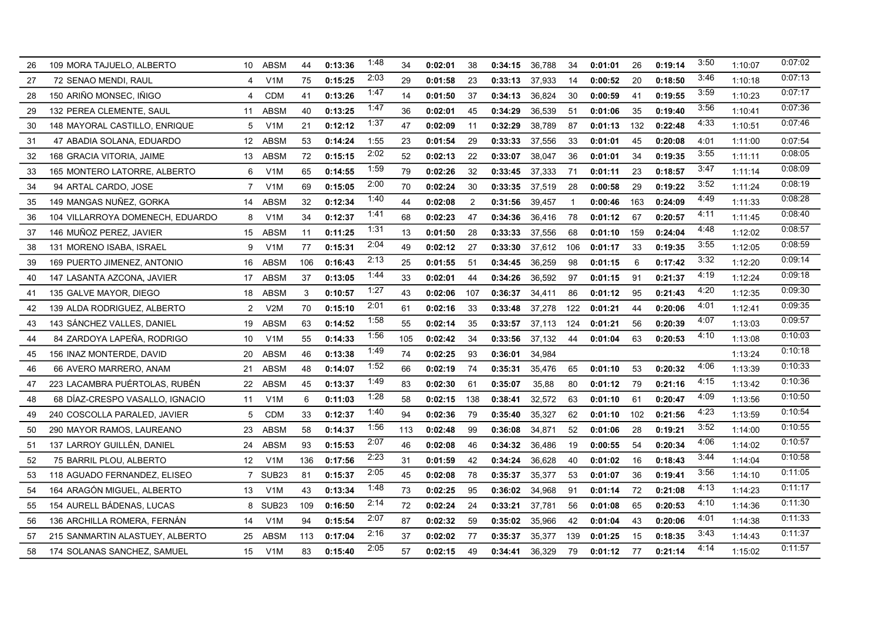| | | | | | | | | | | | | | | | | | | | |
|---|---|---|---|---|---|---|---|---|---|---|---|---|---|---|---|---|---|---|---|
| 26 | 109 MORA TAJUELO, ALBERTO | 10 | ABSM | 44 | **0:13:36** | 1:48 | 34 | **0:02:01** | 38 | **0:34:15** | 36,788 | 34 | **0:01:01** | 26 | **0:19:14** | 3:50 | 1:10:07 | 0:07:02 |
| 27 | 72 SENAO MENDI, RAUL | 4 | V1M | 75 | **0:15:25** | 2:03 | 29 | **0:01:58** | 23 | **0:33:13** | 37,933 | 14 | **0:00:52** | 20 | **0:18:50** | 3:46 | 1:10:18 | 0:07:13 |
| 28 | 150 ARIÑO MONSEC, IÑIGO | 4 | CDM | 41 | **0:13:26** | 1:47 | 14 | **0:01:50** | 37 | **0:34:13** | 36,824 | 30 | **0:00:59** | 41 | **0:19:55** | 3:59 | 1:10:23 | 0:07:17 |
| 29 | 132 PEREA CLEMENTE, SAUL | 11 | ABSM | 40 | **0:13:25** | 1:47 | 36 | **0:02:01** | 45 | **0:34:29** | 36,539 | 51 | **0:01:06** | 35 | **0:19:40** | 3:56 | 1:10:41 | 0:07:36 |
| 30 | 148 MAYORAL CASTILLO, ENRIQUE | 5 | V1M | 21 | **0:12:12** | 1:37 | 47 | **0:02:09** | 11 | **0:32:29** | 38,789 | 87 | **0:01:13** | 132 | **0:22:48** | 4:33 | 1:10:51 | 0:07:46 |
| 31 | 47 ABADIA SOLANA, EDUARDO | 12 | ABSM | 53 | **0:14:24** | 1:55 | 23 | **0:01:54** | 29 | **0:33:33** | 37,556 | 33 | **0:01:01** | 45 | **0:20:08** | 4:01 | 1:11:00 | 0:07:54 |
| 32 | 168 GRACIA VITORIA, JAIME | 13 | ABSM | 72 | **0:15:15** | 2:02 | 52 | **0:02:13** | 22 | **0:33:07** | 38,047 | 36 | **0:01:01** | 34 | **0:19:35** | 3:55 | 1:11:11 | 0:08:05 |
| 33 | 165 MONTERO LATORRE, ALBERTO | 6 | V1M | 65 | **0:14:55** | 1:59 | 79 | **0:02:26** | 32 | **0:33:45** | 37,333 | 71 | **0:01:11** | 23 | **0:18:57** | 3:47 | 1:11:14 | 0:08:09 |
| 34 | 94 ARTAL CARDO, JOSE | 7 | V1M | 69 | **0:15:05** | 2:00 | 70 | **0:02:24** | 30 | **0:33:35** | 37,519 | 28 | **0:00:58** | 29 | **0:19:22** | 3:52 | 1:11:24 | 0:08:19 |
| 35 | 149 MANGAS NUÑEZ, GORKA | 14 | ABSM | 32 | **0:12:34** | 1:40 | 44 | **0:02:08** | 2 | **0:31:56** | 39,457 | 1 | **0:00:46** | 163 | **0:24:09** | 4:49 | 1:11:33 | 0:08:28 |
| 36 | 104 VILLARROYA DOMENECH, EDUARDO | 8 | V1M | 34 | **0:12:37** | 1:41 | 68 | **0:02:23** | 47 | **0:34:36** | 36,416 | 78 | **0:01:12** | 67 | **0:20:57** | 4:11 | 1:11:45 | 0:08:40 |
| 37 | 146 MUÑOZ PEREZ, JAVIER | 15 | ABSM | 11 | **0:11:25** | 1:31 | 13 | **0:01:50** | 28 | **0:33:33** | 37,556 | 68 | **0:01:10** | 159 | **0:24:04** | 4:48 | 1:12:02 | 0:08:57 |
| 38 | 131 MORENO ISABA, ISRAEL | 9 | V1M | 77 | **0:15:31** | 2:04 | 49 | **0:02:12** | 27 | **0:33:30** | 37,612 | 106 | **0:01:17** | 33 | **0:19:35** | 3:55 | 1:12:05 | 0:08:59 |
| 39 | 169 PUERTO JIMENEZ, ANTONIO | 16 | ABSM | 106 | **0:16:43** | 2:13 | 25 | **0:01:55** | 51 | **0:34:45** | 36,259 | 98 | **0:01:15** | 6 | **0:17:42** | 3:32 | 1:12:20 | 0:09:14 |
| 40 | 147 LASANTA AZCONA, JAVIER | 17 | ABSM | 37 | **0:13:05** | 1:44 | 33 | **0:02:01** | 44 | **0:34:26** | 36,592 | 97 | **0:01:15** | 91 | **0:21:37** | 4:19 | 1:12:24 | 0:09:18 |
| 41 | 135 GALVE MAYOR, DIEGO | 18 | ABSM | 3 | **0:10:57** | 1:27 | 43 | **0:02:06** | 107 | **0:36:37** | 34,411 | 86 | **0:01:12** | 95 | **0:21:43** | 4:20 | 1:12:35 | 0:09:30 |
| 42 | 139 ALDA RODRIGUEZ, ALBERTO | 2 | V2M | 70 | **0:15:10** | 2:01 | 61 | **0:02:16** | 33 | **0:33:48** | 37,278 | 122 | **0:01:21** | 44 | **0:20:06** | 4:01 | 1:12:41 | 0:09:35 |
| 43 | 143 SÁNCHEZ VALLES, DANIEL | 19 | ABSM | 63 | **0:14:52** | 1:58 | 55 | **0:02:14** | 35 | **0:33:57** | 37,113 | 124 | **0:01:21** | 56 | **0:20:39** | 4:07 | 1:13:03 | 0:09:57 |
| 44 | 84 ZARDOYA LAPEÑA, RODRIGO | 10 | V1M | 55 | **0:14:33** | 1:56 | 105 | **0:02:42** | 34 | **0:33:56** | 37,132 | 44 | **0:01:04** | 63 | **0:20:53** | 4:10 | 1:13:08 | 0:10:03 |
| 45 | 156 INAZ MONTERDE, DAVID | 20 | ABSM | 46 | **0:13:38** | 1:49 | 74 | **0:02:25** | 93 | **0:36:01** | 34,984 | | | | | | 1:13:24 | 0:10:18 |
| 46 | 66 AVERO MARRERO, ANAM | 21 | ABSM | 48 | **0:14:07** | 1:52 | 66 | **0:02:19** | 74 | **0:35:31** | 35,476 | 65 | **0:01:10** | 53 | **0:20:32** | 4:06 | 1:13:39 | 0:10:33 |
| 47 | 223 LACAMBRA PUÉRTOLAS, RUBÉN | 22 | ABSM | 45 | **0:13:37** | 1:49 | 83 | **0:02:30** | 61 | **0:35:07** | 35,88 | 80 | **0:01:12** | 79 | **0:21:16** | 4:15 | 1:13:42 | 0:10:36 |
| 48 | 68 DÍAZ-CRESPO VASALLO, IGNACIO | 11 | V1M | 6 | **0:11:03** | 1:28 | 58 | **0:02:15** | 138 | **0:38:41** | 32,572 | 63 | **0:01:10** | 61 | **0:20:47** | 4:09 | 1:13:56 | 0:10:50 |
| 49 | 240 COSCOLLA PARALED, JAVIER | 5 | CDM | 33 | **0:12:37** | 1:40 | 94 | **0:02:36** | 79 | **0:35:40** | 35,327 | 62 | **0:01:10** | 102 | **0:21:56** | 4:23 | 1:13:59 | 0:10:54 |
| 50 | 290 MAYOR RAMOS, LAUREANO | 23 | ABSM | 58 | **0:14:37** | 1:56 | 113 | **0:02:48** | 99 | **0:36:08** | 34,871 | 52 | **0:01:06** | 28 | **0:19:21** | 3:52 | 1:14:00 | 0:10:55 |
| 51 | 137 LARROY GUILLÉN, DANIEL | 24 | ABSM | 93 | **0:15:53** | 2:07 | 46 | **0:02:08** | 46 | **0:34:32** | 36,486 | 19 | **0:00:55** | 54 | **0:20:34** | 4:06 | 1:14:02 | 0:10:57 |
| 52 | 75 BARRIL PLOU, ALBERTO | 12 | V1M | 136 | **0:17:56** | 2:23 | 31 | **0:01:59** | 42 | **0:34:24** | 36,628 | 40 | **0:01:02** | 16 | **0:18:43** | 3:44 | 1:14:04 | 0:10:58 |
| 53 | 118 AGUADO FERNANDEZ, ELISEO | 7 | SUB23 | 81 | **0:15:37** | 2:05 | 45 | **0:02:08** | 78 | **0:35:37** | 35,377 | 53 | **0:01:07** | 36 | **0:19:41** | 3:56 | 1:14:10 | 0:11:05 |
| 54 | 164 ARAGÓN MIGUEL, ALBERTO | 13 | V1M | 43 | **0:13:34** | 1:48 | 73 | **0:02:25** | 95 | **0:36:02** | 34,968 | 91 | **0:01:14** | 72 | **0:21:08** | 4:13 | 1:14:23 | 0:11:17 |
| 55 | 154 AURELL BÁDENAS, LUCAS | 8 | SUB23 | 109 | **0:16:50** | 2:14 | 72 | **0:02:24** | 24 | **0:33:21** | 37,781 | 56 | **0:01:08** | 65 | **0:20:53** | 4:10 | 1:14:36 | 0:11:30 |
| 56 | 136 ARCHILLA ROMERA, FERNÁN | 14 | V1M | 94 | **0:15:54** | 2:07 | 87 | **0:02:32** | 59 | **0:35:02** | 35,966 | 42 | **0:01:04** | 43 | **0:20:06** | 4:01 | 1:14:38 | 0:11:33 |
| 57 | 215 SANMARTIN ALASTUEY, ALBERTO | 25 | ABSM | 113 | **0:17:04** | 2:16 | 37 | **0:02:02** | 77 | **0:35:37** | 35,377 | 139 | **0:01:25** | 15 | **0:18:35** | 3:43 | 1:14:43 | 0:11:37 |
| 58 | 174 SOLANAS SANCHEZ, SAMUEL | 15 | V1M | 83 | **0:15:40** | 2:05 | 57 | **0:02:15** | 49 | **0:34:41** | 36,329 | 79 | **0:01:12** | 77 | **0:21:14** | 4:14 | 1:15:02 | 0:11:57 |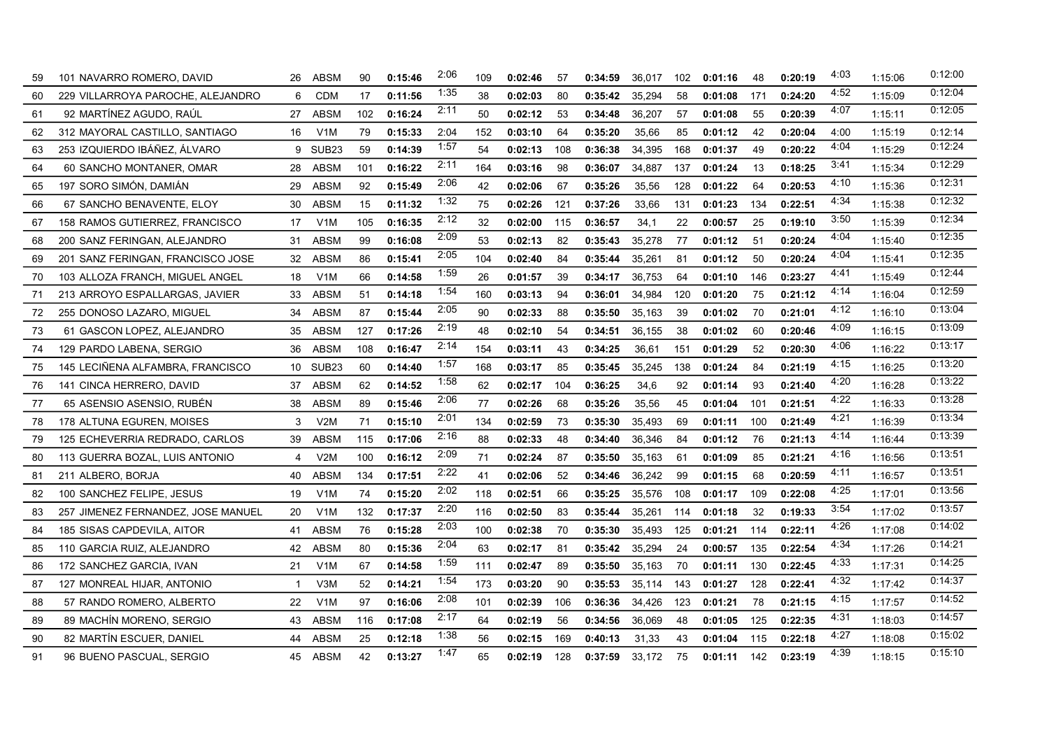| | | | | | | | | | | | | | | | | | | | | |
|---|---|---|---|---|---|---|---|---|---|---|---|---|---|---|---|---|---|---|---|---|
| 59 | 101 NAVARRO ROMERO, DAVID | 26 | ABSM | 90 | **0:15:46** | 2:06 | 109 | **0:02:46** | 57 | **0:34:59** | 36,017 | 102 | **0:01:16** | 48 | **0:20:19** | 4:03 | 1:15:06 | 0:12:00 |
| 60 | 229 VILLARROYA PAROCHE, ALEJANDRO | 6 | CDM | 17 | **0:11:56** | 1:35 | 38 | **0:02:03** | 80 | **0:35:42** | 35,294 | 58 | **0:01:08** | 171 | **0:24:20** | 4:52 | 1:15:09 | 0:12:04 |
| 61 | 92 MARTÍNEZ AGUDO, RAÚL | 27 | ABSM | 102 | **0:16:24** | 2:11 | 50 | **0:02:12** | 53 | **0:34:48** | 36,207 | 57 | **0:01:08** | 55 | **0:20:39** | 4:07 | 1:15:11 | 0:12:05 |
| 62 | 312 MAYORAL CASTILLO, SANTIAGO | 16 | V1M | 79 | **0:15:33** | 2:04 | 152 | **0:03:10** | 64 | **0:35:20** | 35,66 | 85 | **0:01:12** | 42 | **0:20:04** | 4:00 | 1:15:19 | 0:12:14 |
| 63 | 253 IZQUIERDO IBÁÑEZ, ÁLVARO | 9 | SUB23 | 59 | **0:14:39** | 1:57 | 54 | **0:02:13** | 108 | **0:36:38** | 34,395 | 168 | **0:01:37** | 49 | **0:20:22** | 4:04 | 1:15:29 | 0:12:24 |
| 64 | 60 SANCHO MONTANER, OMAR | 28 | ABSM | 101 | **0:16:22** | 2:11 | 164 | **0:03:16** | 98 | **0:36:07** | 34,887 | 137 | **0:01:24** | 13 | **0:18:25** | 3:41 | 1:15:34 | 0:12:29 |
| 65 | 197 SORO SIMÓN, DAMIÁN | 29 | ABSM | 92 | **0:15:49** | 2:06 | 42 | **0:02:06** | 67 | **0:35:26** | 35,56 | 128 | **0:01:22** | 64 | **0:20:53** | 4:10 | 1:15:36 | 0:12:31 |
| 66 | 67 SANCHO BENAVENTE, ELOY | 30 | ABSM | 15 | **0:11:32** | 1:32 | 75 | **0:02:26** | 121 | **0:37:26** | 33,66 | 131 | **0:01:23** | 134 | **0:22:51** | 4:34 | 1:15:38 | 0:12:32 |
| 67 | 158 RAMOS GUTIERREZ, FRANCISCO | 17 | V1M | 105 | **0:16:35** | 2:12 | 32 | **0:02:00** | 115 | **0:36:57** | 34,1 | 22 | **0:00:57** | 25 | **0:19:10** | 3:50 | 1:15:39 | 0:12:34 |
| 68 | 200 SANZ FERINGAN, ALEJANDRO | 31 | ABSM | 99 | **0:16:08** | 2:09 | 53 | **0:02:13** | 82 | **0:35:43** | 35,278 | 77 | **0:01:12** | 51 | **0:20:24** | 4:04 | 1:15:40 | 0:12:35 |
| 69 | 201 SANZ FERINGAN, FRANCISCO JOSE | 32 | ABSM | 86 | **0:15:41** | 2:05 | 104 | **0:02:40** | 84 | **0:35:44** | 35,261 | 81 | **0:01:12** | 50 | **0:20:24** | 4:04 | 1:15:41 | 0:12:35 |
| 70 | 103 ALLOZA FRANCH, MIGUEL ANGEL | 18 | V1M | 66 | **0:14:58** | 1:59 | 26 | **0:01:57** | 39 | **0:34:17** | 36,753 | 64 | **0:01:10** | 146 | **0:23:27** | 4:41 | 1:15:49 | 0:12:44 |
| 71 | 213 ARROYO ESPALLARGAS, JAVIER | 33 | ABSM | 51 | **0:14:18** | 1:54 | 160 | **0:03:13** | 94 | **0:36:01** | 34,984 | 120 | **0:01:20** | 75 | **0:21:12** | 4:14 | 1:16:04 | 0:12:59 |
| 72 | 255 DONOSO LAZARO, MIGUEL | 34 | ABSM | 87 | **0:15:44** | 2:05 | 90 | **0:02:33** | 88 | **0:35:50** | 35,163 | 39 | **0:01:02** | 70 | **0:21:01** | 4:12 | 1:16:10 | 0:13:04 |
| 73 | 61 GASCON LOPEZ, ALEJANDRO | 35 | ABSM | 127 | **0:17:26** | 2:19 | 48 | **0:02:10** | 54 | **0:34:51** | 36,155 | 38 | **0:01:02** | 60 | **0:20:46** | 4:09 | 1:16:15 | 0:13:09 |
| 74 | 129 PARDO LABENA, SERGIO | 36 | ABSM | 108 | **0:16:47** | 2:14 | 154 | **0:03:11** | 43 | **0:34:25** | 36,61 | 151 | **0:01:29** | 52 | **0:20:30** | 4:06 | 1:16:22 | 0:13:17 |
| 75 | 145 LECIÑENA ALFAMBRA, FRANCISCO | 10 | SUB23 | 60 | **0:14:40** | 1:57 | 168 | **0:03:17** | 85 | **0:35:45** | 35,245 | 138 | **0:01:24** | 84 | **0:21:19** | 4:15 | 1:16:25 | 0:13:20 |
| 76 | 141 CINCA HERRERO, DAVID | 37 | ABSM | 62 | **0:14:52** | 1:58 | 62 | **0:02:17** | 104 | **0:36:25** | 34,6 | 92 | **0:01:14** | 93 | **0:21:40** | 4:20 | 1:16:28 | 0:13:22 |
| 77 | 65 ASENSIO ASENSIO, RUBÉN | 38 | ABSM | 89 | **0:15:46** | 2:06 | 77 | **0:02:26** | 68 | **0:35:26** | 35,56 | 45 | **0:01:04** | 101 | **0:21:51** | 4:22 | 1:16:33 | 0:13:28 |
| 78 | 178 ALTUNA EGUREN, MOISES | 3 | V2M | 71 | **0:15:10** | 2:01 | 134 | **0:02:59** | 73 | **0:35:30** | 35,493 | 69 | **0:01:11** | 100 | **0:21:49** | 4:21 | 1:16:39 | 0:13:34 |
| 79 | 125 ECHEVERRIA REDRADO, CARLOS | 39 | ABSM | 115 | **0:17:06** | 2:16 | 88 | **0:02:33** | 48 | **0:34:40** | 36,346 | 84 | **0:01:12** | 76 | **0:21:13** | 4:14 | 1:16:44 | 0:13:39 |
| 80 | 113 GUERRA BOZAL, LUIS ANTONIO | 4 | V2M | 100 | **0:16:12** | 2:09 | 71 | **0:02:24** | 87 | **0:35:50** | 35,163 | 61 | **0:01:09** | 85 | **0:21:21** | 4:16 | 1:16:56 | 0:13:51 |
| 81 | 211 ALBERO, BORJA | 40 | ABSM | 134 | **0:17:51** | 2:22 | 41 | **0:02:06** | 52 | **0:34:46** | 36,242 | 99 | **0:01:15** | 68 | **0:20:59** | 4:11 | 1:16:57 | 0:13:51 |
| 82 | 100 SANCHEZ FELIPE, JESUS | 19 | V1M | 74 | **0:15:20** | 2:02 | 118 | **0:02:51** | 66 | **0:35:25** | 35,576 | 108 | **0:01:17** | 109 | **0:22:08** | 4:25 | 1:17:01 | 0:13:56 |
| 83 | 257 JIMENEZ FERNANDEZ, JOSE MANUEL | 20 | V1M | 132 | **0:17:37** | 2:20 | 116 | **0:02:50** | 83 | **0:35:44** | 35,261 | 114 | **0:01:18** | 32 | **0:19:33** | 3:54 | 1:17:02 | 0:13:57 |
| 84 | 185 SISAS CAPDEVILA, AITOR | 41 | ABSM | 76 | **0:15:28** | 2:03 | 100 | **0:02:38** | 70 | **0:35:30** | 35,493 | 125 | **0:01:21** | 114 | **0:22:11** | 4:26 | 1:17:08 | 0:14:02 |
| 85 | 110 GARCIA RUIZ, ALEJANDRO | 42 | ABSM | 80 | **0:15:36** | 2:04 | 63 | **0:02:17** | 81 | **0:35:42** | 35,294 | 24 | **0:00:57** | 135 | **0:22:54** | 4:34 | 1:17:26 | 0:14:21 |
| 86 | 172 SANCHEZ GARCIA, IVAN | 21 | V1M | 67 | **0:14:58** | 1:59 | 111 | **0:02:47** | 89 | **0:35:50** | 35,163 | 70 | **0:01:11** | 130 | **0:22:45** | 4:33 | 1:17:31 | 0:14:25 |
| 87 | 127 MONREAL HIJAR, ANTONIO | 1 | V3M | 52 | **0:14:21** | 1:54 | 173 | **0:03:20** | 90 | **0:35:53** | 35,114 | 143 | **0:01:27** | 128 | **0:22:41** | 4:32 | 1:17:42 | 0:14:37 |
| 88 | 57 RANDO ROMERO, ALBERTO | 22 | V1M | 97 | **0:16:06** | 2:08 | 101 | **0:02:39** | 106 | **0:36:36** | 34,426 | 123 | **0:01:21** | 78 | **0:21:15** | 4:15 | 1:17:57 | 0:14:52 |
| 89 | 89 MACHÍN MORENO, SERGIO | 43 | ABSM | 116 | **0:17:08** | 2:17 | 64 | **0:02:19** | 56 | **0:34:56** | 36,069 | 48 | **0:01:05** | 125 | **0:22:35** | 4:31 | 1:18:03 | 0:14:57 |
| 90 | 82 MARTÍN ESCUER, DANIEL | 44 | ABSM | 25 | **0:12:18** | 1:38 | 56 | **0:02:15** | 169 | **0:40:13** | 31,33 | 43 | **0:01:04** | 115 | **0:22:18** | 4:27 | 1:18:08 | 0:15:02 |
| 91 | 96 BUENO PASCUAL, SERGIO | 45 | ABSM | 42 | **0:13:27** | 1:47 | 65 | **0:02:19** | 128 | **0:37:59** | 33,172 | 75 | **0:01:11** | 142 | **0:23:19** | 4:39 | 1:18:15 | 0:15:10 |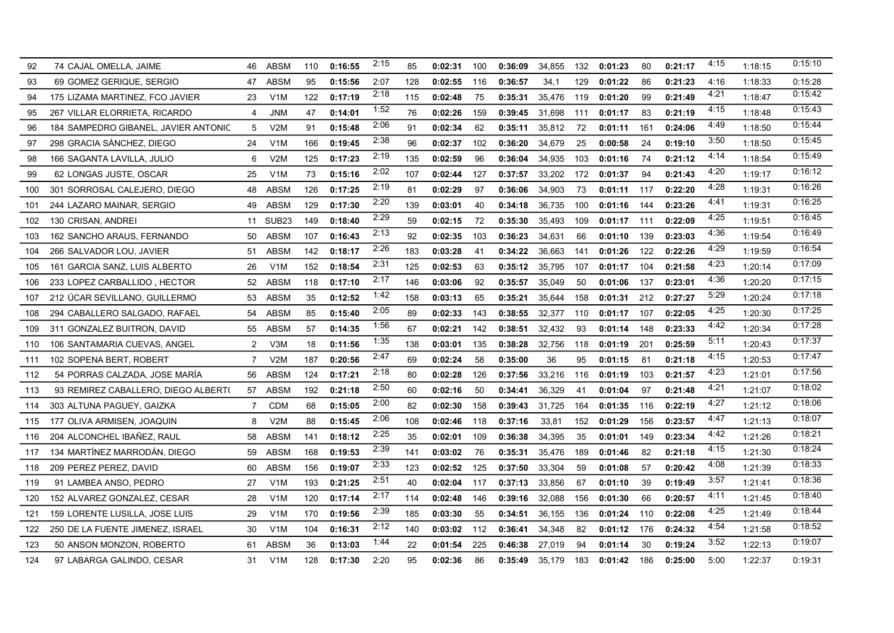| | | | | | | | | | | | | | | | | | | | |
|---|---|---|---|---|---|---|---|---|---|---|---|---|---|---|---|---|---|---|---|
| 92 | 74 CAJAL OMELLA, JAIME | 46 | ABSM | 110 | **0:16:55** | 2:15 | 85 | **0:02:31** | 100 | **0:36:09** | 34,855 | 132 | **0:01:23** | 80 | **0:21:17** | 4:15 | 1:18:15 | 0:15:10 |
| 93 | 69 GOMEZ GERIQUE, SERGIO | 47 | ABSM | 95 | **0:15:56** | 2:07 | 128 | **0:02:55** | 116 | **0:36:57** | 34,1 | 129 | **0:01:22** | 86 | **0:21:23** | 4:16 | 1:18:33 | 0:15:28 |
| 94 | 175 LIZAMA MARTINEZ, FCO JAVIER | 23 | V1M | 122 | **0:17:19** | 2:18 | 115 | **0:02:48** | 75 | **0:35:31** | 35,476 | 119 | **0:01:20** | 99 | **0:21:49** | 4:21 | 1:18:47 | 0:15:42 |
| 95 | 267 VILLAR ELORRIETA, RICARDO | 4 | JNM | 47 | **0:14:01** | 1:52 | 76 | **0:02:26** | 159 | **0:39:45** | 31,698 | 111 | **0:01:17** | 83 | **0:21:19** | 4:15 | 1:18:48 | 0:15:43 |
| 96 | 184 SAMPEDRO GIBANEL, JAVIER ANTONIO | 5 | V2M | 91 | **0:15:48** | 2:06 | 91 | **0:02:34** | 62 | **0:35:11** | 35,812 | 72 | **0:01:11** | 161 | **0:24:06** | 4:49 | 1:18:50 | 0:15:44 |
| 97 | 298 GRACIA SÁNCHEZ, DIEGO | 24 | V1M | 166 | **0:19:45** | 2:38 | 96 | **0:02:37** | 102 | **0:36:20** | 34,679 | 25 | **0:00:58** | 24 | **0:19:10** | 3:50 | 1:18:50 | 0:15:45 |
| 98 | 166 SAGANTA LAVILLA, JULIO | 6 | V2M | 125 | **0:17:23** | 2:19 | 135 | **0:02:59** | 96 | **0:36:04** | 34,935 | 103 | **0:01:16** | 74 | **0:21:12** | 4:14 | 1:18:54 | 0:15:49 |
| 99 | 62 LONGAS JUSTE, OSCAR | 25 | V1M | 73 | **0:15:16** | 2:02 | 107 | **0:02:44** | 127 | **0:37:57** | 33,202 | 172 | **0:01:37** | 94 | **0:21:43** | 4:20 | 1:19:17 | 0:16:12 |
| 100 | 301 SORROSAL CALEJERO, DIEGO | 48 | ABSM | 126 | **0:17:25** | 2:19 | 81 | **0:02:29** | 97 | **0:36:06** | 34,903 | 73 | **0:01:11** | 117 | **0:22:20** | 4:28 | 1:19:31 | 0:16:26 |
| 101 | 244 LAZARO MAINAR, SERGIO | 49 | ABSM | 129 | **0:17:30** | 2:20 | 139 | **0:03:01** | 40 | **0:34:18** | 36,735 | 100 | **0:01:16** | 144 | **0:23:26** | 4:41 | 1:19:31 | 0:16:25 |
| 102 | 130 CRISAN, ANDREI | 11 | SUB23 | 149 | **0:18:40** | 2:29 | 59 | **0:02:15** | 72 | **0:35:30** | 35,493 | 109 | **0:01:17** | 111 | **0:22:09** | 4:25 | 1:19:51 | 0:16:45 |
| 103 | 162 SANCHO ARAUS, FERNANDO | 50 | ABSM | 107 | **0:16:43** | 2:13 | 92 | **0:02:35** | 103 | **0:36:23** | 34,631 | 66 | **0:01:10** | 139 | **0:23:03** | 4:36 | 1:19:54 | 0:16:49 |
| 104 | 266 SALVADOR LOU, JAVIER | 51 | ABSM | 142 | **0:18:17** | 2:26 | 183 | **0:03:28** | 41 | **0:34:22** | 36,663 | 141 | **0:01:26** | 122 | **0:22:26** | 4:29 | 1:19:59 | 0:16:54 |
| 105 | 161 GARCIA SANZ, LUIS ALBERTO | 26 | V1M | 152 | **0:18:54** | 2:31 | 125 | **0:02:53** | 63 | **0:35:12** | 35,795 | 107 | **0:01:17** | 104 | **0:21:58** | 4:23 | 1:20:14 | 0:17:09 |
| 106 | 233 LOPEZ CARBALLIDO , HECTOR | 52 | ABSM | 118 | **0:17:10** | 2:17 | 146 | **0:03:06** | 92 | **0:35:57** | 35,049 | 50 | **0:01:06** | 137 | **0:23:01** | 4:36 | 1:20:20 | 0:17:15 |
| 107 | 212 ÚCAR SEVILLANO, GUILLERMO | 53 | ABSM | 35 | **0:12:52** | 1:42 | 158 | **0:03:13** | 65 | **0:35:21** | 35,644 | 158 | **0:01:31** | 212 | **0:27:27** | 5:29 | 1:20:24 | 0:17:18 |
| 108 | 294 CABALLERO SALGADO, RAFAEL | 54 | ABSM | 85 | **0:15:40** | 2:05 | 89 | **0:02:33** | 143 | **0:38:55** | 32,377 | 110 | **0:01:17** | 107 | **0:22:05** | 4:25 | 1:20:30 | 0:17:25 |
| 109 | 311 GONZALEZ BUITRON, DAVID | 55 | ABSM | 57 | **0:14:35** | 1:56 | 67 | **0:02:21** | 142 | **0:38:51** | 32,432 | 93 | **0:01:14** | 148 | **0:23:33** | 4:42 | 1:20:34 | 0:17:28 |
| 110 | 106 SANTAMARIA CUEVAS, ANGEL | 2 | V3M | 18 | **0:11:56** | 1:35 | 138 | **0:03:01** | 135 | **0:38:28** | 32,756 | 118 | **0:01:19** | 201 | **0:25:59** | 5:11 | 1:20:43 | 0:17:37 |
| 111 | 102 SOPENA BERT, ROBERT | 7 | V2M | 187 | **0:20:56** | 2:47 | 69 | **0:02:24** | 58 | **0:35:00** | 36 | 95 | **0:01:15** | 81 | **0:21:18** | 4:15 | 1:20:53 | 0:17:47 |
| 112 | 54 PORRAS CALZADA, JOSE MARÍA | 56 | ABSM | 124 | **0:17:21** | 2:18 | 80 | **0:02:28** | 126 | **0:37:56** | 33,216 | 116 | **0:01:19** | 103 | **0:21:57** | 4:23 | 1:21:01 | 0:17:56 |
| 113 | 93 REMIREZ CABALLERO, DIEGO ALBERTO | 57 | ABSM | 192 | **0:21:18** | 2:50 | 60 | **0:02:16** | 50 | **0:34:41** | 36,329 | 41 | **0:01:04** | 97 | **0:21:48** | 4:21 | 1:21:07 | 0:18:02 |
| 114 | 303 ALTUNA PAGUEY, GAIZKA | 7 | CDM | 68 | **0:15:05** | 2:00 | 82 | **0:02:30** | 158 | **0:39:43** | 31,725 | 164 | **0:01:35** | 116 | **0:22:19** | 4:27 | 1:21:12 | 0:18:06 |
| 115 | 177 OLIVA ARMISEN, JOAQUIN | 8 | V2M | 88 | **0:15:45** | 2:06 | 108 | **0:02:46** | 118 | **0:37:16** | 33,81 | 152 | **0:01:29** | 156 | **0:23:57** | 4:47 | 1:21:13 | 0:18:07 |
| 116 | 204 ALCONCHEL IBAÑEZ, RAUL | 58 | ABSM | 141 | **0:18:12** | 2:25 | 35 | **0:02:01** | 109 | **0:36:38** | 34,395 | 35 | **0:01:01** | 149 | **0:23:34** | 4:42 | 1:21:26 | 0:18:21 |
| 117 | 134 MARTÍNEZ MARRODÁN, DIEGO | 59 | ABSM | 168 | **0:19:53** | 2:39 | 141 | **0:03:02** | 76 | **0:35:31** | 35,476 | 189 | **0:01:46** | 82 | **0:21:18** | 4:15 | 1:21:30 | 0:18:24 |
| 118 | 209 PEREZ PEREZ, DAVID | 60 | ABSM | 156 | **0:19:07** | 2:33 | 123 | **0:02:52** | 125 | **0:37:50** | 33,304 | 59 | **0:01:08** | 57 | **0:20:42** | 4:08 | 1:21:39 | 0:18:33 |
| 119 | 91 LAMBEA ANSO, PEDRO | 27 | V1M | 193 | **0:21:25** | 2:51 | 40 | **0:02:04** | 117 | **0:37:13** | 33,856 | 67 | **0:01:10** | 39 | **0:19:49** | 3:57 | 1:21:41 | 0:18:36 |
| 120 | 152 ALVAREZ GONZALEZ, CESAR | 28 | V1M | 120 | **0:17:14** | 2:17 | 114 | **0:02:48** | 146 | **0:39:16** | 32,088 | 156 | **0:01:30** | 66 | **0:20:57** | 4:11 | 1:21:45 | 0:18:40 |
| 121 | 159 LORENTE LUSILLA, JOSE LUIS | 29 | V1M | 170 | **0:19:56** | 2:39 | 185 | **0:03:30** | 55 | **0:34:51** | 36,155 | 136 | **0:01:24** | 110 | **0:22:08** | 4:25 | 1:21:49 | 0:18:44 |
| 122 | 250 DE LA FUENTE JIMENEZ, ISRAEL | 30 | V1M | 104 | **0:16:31** | 2:12 | 140 | **0:03:02** | 112 | **0:36:41** | 34,348 | 82 | **0:01:12** | 176 | **0:24:32** | 4:54 | 1:21:58 | 0:18:52 |
| 123 | 50 ANSON MONZON, ROBERTO | 61 | ABSM | 36 | **0:13:03** | 1:44 | 22 | **0:01:54** | 225 | **0:46:38** | 27,019 | 94 | **0:01:14** | 30 | **0:19:24** | 3:52 | 1:22:13 | 0:19:07 |
| 124 | 97 LABARGA GALINDO, CESAR | 31 | V1M | 128 | **0:17:30** | 2:20 | 95 | **0:02:36** | 86 | **0:35:49** | 35,179 | 183 | **0:01:42** | 186 | **0:25:00** | 5:00 | 1:22:37 | 0:19:31 |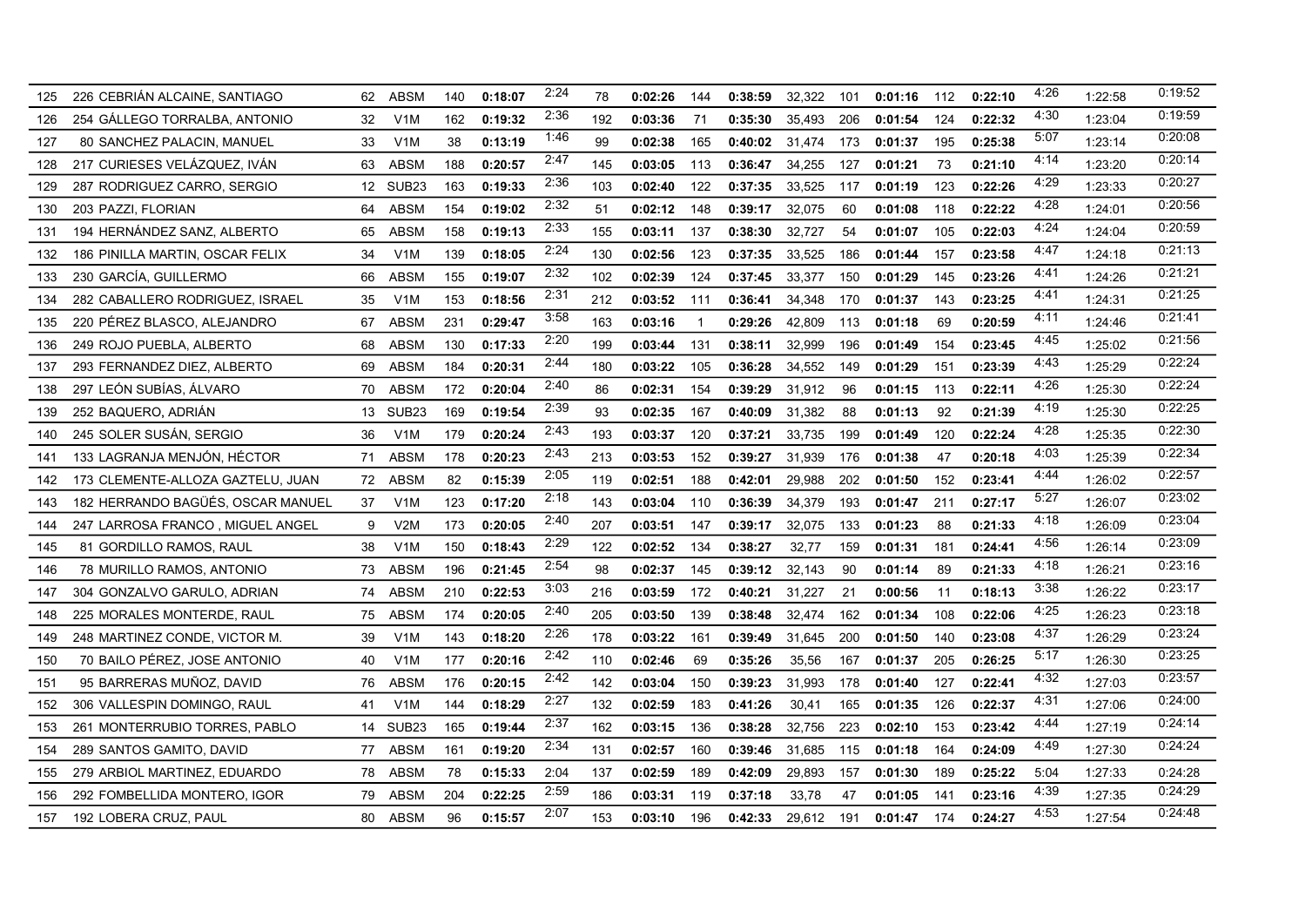| | | | | | | | | | | | | | | | | | | | |
|---|---|---|---|---|---|---|---|---|---|---|---|---|---|---|---|---|---|---|---|
| 125 | 226 CEBRIÁN ALCAINE, SANTIAGO | 62 | ABSM | 140 | **0:18:07** | 2:24 | 78 | **0:02:26** | 144 | **0:38:59** | 32,322 | 101 | **0:01:16** | 112 | **0:22:10** | 4:26 | 1:22:58 | 0:19:52 |
| 126 | 254 GÁLLEGO TORRALBA, ANTONIO | 32 | V1M | 162 | **0:19:32** | 2:36 | 192 | **0:03:36** | 71 | **0:35:30** | 35,493 | 206 | **0:01:54** | 124 | **0:22:32** | 4:30 | 1:23:04 | 0:19:59 |
| 127 | 80 SANCHEZ PALACIN, MANUEL | 33 | V1M | 38 | **0:13:19** | 1:46 | 99 | **0:02:38** | 165 | **0:40:02** | 31,474 | 173 | **0:01:37** | 195 | **0:25:38** | 5:07 | 1:23:14 | 0:20:08 |
| 128 | 217 CURIESES VELÁZQUEZ, IVÁN | 63 | ABSM | 188 | **0:20:57** | 2:47 | 145 | **0:03:05** | 113 | **0:36:47** | 34,255 | 127 | **0:01:21** | 73 | **0:21:10** | 4:14 | 1:23:20 | 0:20:14 |
| 129 | 287 RODRIGUEZ CARRO, SERGIO | 12 | SUB23 | 163 | **0:19:33** | 2:36 | 103 | **0:02:40** | 122 | **0:37:35** | 33,525 | 117 | **0:01:19** | 123 | **0:22:26** | 4:29 | 1:23:33 | 0:20:27 |
| 130 | 203 PAZZI, FLORIAN | 64 | ABSM | 154 | **0:19:02** | 2:32 | 51 | **0:02:12** | 148 | **0:39:17** | 32,075 | 60 | **0:01:08** | 118 | **0:22:22** | 4:28 | 1:24:01 | 0:20:56 |
| 131 | 194 HERNÁNDEZ SANZ, ALBERTO | 65 | ABSM | 158 | **0:19:13** | 2:33 | 155 | **0:03:11** | 137 | **0:38:30** | 32,727 | 54 | **0:01:07** | 105 | **0:22:03** | 4:24 | 1:24:04 | 0:20:59 |
| 132 | 186 PINILLA MARTIN, OSCAR FELIX | 34 | V1M | 139 | **0:18:05** | 2:24 | 130 | **0:02:56** | 123 | **0:37:35** | 33,525 | 186 | **0:01:44** | 157 | **0:23:58** | 4:47 | 1:24:18 | 0:21:13 |
| 133 | 230 GARCÍA, GUILLERMO | 66 | ABSM | 155 | **0:19:07** | 2:32 | 102 | **0:02:39** | 124 | **0:37:45** | 33,377 | 150 | **0:01:29** | 145 | **0:23:26** | 4:41 | 1:24:26 | 0:21:21 |
| 134 | 282 CABALLERO RODRIGUEZ, ISRAEL | 35 | V1M | 153 | **0:18:56** | 2:31 | 212 | **0:03:52** | 111 | **0:36:41** | 34,348 | 170 | **0:01:37** | 143 | **0:23:25** | 4:41 | 1:24:31 | 0:21:25 |
| 135 | 220 PÉREZ BLASCO, ALEJANDRO | 67 | ABSM | 231 | **0:29:47** | 3:58 | 163 | **0:03:16** | 1 | **0:29:26** | 42,809 | 113 | **0:01:18** | 69 | **0:20:59** | 4:11 | 1:24:46 | 0:21:41 |
| 136 | 249 ROJO PUEBLA, ALBERTO | 68 | ABSM | 130 | **0:17:33** | 2:20 | 199 | **0:03:44** | 131 | **0:38:11** | 32,999 | 196 | **0:01:49** | 154 | **0:23:45** | 4:45 | 1:25:02 | 0:21:56 |
| 137 | 293 FERNANDEZ DIEZ, ALBERTO | 69 | ABSM | 184 | **0:20:31** | 2:44 | 180 | **0:03:22** | 105 | **0:36:28** | 34,552 | 149 | **0:01:29** | 151 | **0:23:39** | 4:43 | 1:25:29 | 0:22:24 |
| 138 | 297 LEÓN SUBÍAS, ÁLVARO | 70 | ABSM | 172 | **0:20:04** | 2:40 | 86 | **0:02:31** | 154 | **0:39:29** | 31,912 | 96 | **0:01:15** | 113 | **0:22:11** | 4:26 | 1:25:30 | 0:22:24 |
| 139 | 252 BAQUERO, ADRIÁN | 13 | SUB23 | 169 | **0:19:54** | 2:39 | 93 | **0:02:35** | 167 | **0:40:09** | 31,382 | 88 | **0:01:13** | 92 | **0:21:39** | 4:19 | 1:25:30 | 0:22:25 |
| 140 | 245 SOLER SUSÁN, SERGIO | 36 | V1M | 179 | **0:20:24** | 2:43 | 193 | **0:03:37** | 120 | **0:37:21** | 33,735 | 199 | **0:01:49** | 120 | **0:22:24** | 4:28 | 1:25:35 | 0:22:30 |
| 141 | 133 LAGRANJA MENJÓN, HÉCTOR | 71 | ABSM | 178 | **0:20:23** | 2:43 | 213 | **0:03:53** | 152 | **0:39:27** | 31,939 | 176 | **0:01:38** | 47 | **0:20:18** | 4:03 | 1:25:39 | 0:22:34 |
| 142 | 173 CLEMENTE-ALLOZA GAZTELU, JUAN | 72 | ABSM | 82 | **0:15:39** | 2:05 | 119 | **0:02:51** | 188 | **0:42:01** | 29,988 | 202 | **0:01:50** | 152 | **0:23:41** | 4:44 | 1:26:02 | 0:22:57 |
| 143 | 182 HERRANDO BAGÜÉS, OSCAR MANUEL | 37 | V1M | 123 | **0:17:20** | 2:18 | 143 | **0:03:04** | 110 | **0:36:39** | 34,379 | 193 | **0:01:47** | 211 | **0:27:17** | 5:27 | 1:26:07 | 0:23:02 |
| 144 | 247 LARROSA FRANCO , MIGUEL ANGEL | 9 | V2M | 173 | **0:20:05** | 2:40 | 207 | **0:03:51** | 147 | **0:39:17** | 32,075 | 133 | **0:01:23** | 88 | **0:21:33** | 4:18 | 1:26:09 | 0:23:04 |
| 145 | 81 GORDILLO RAMOS, RAUL | 38 | V1M | 150 | **0:18:43** | 2:29 | 122 | **0:02:52** | 134 | **0:38:27** | 32,77 | 159 | **0:01:31** | 181 | **0:24:41** | 4:56 | 1:26:14 | 0:23:09 |
| 146 | 78 MURILLO RAMOS, ANTONIO | 73 | ABSM | 196 | **0:21:45** | 2:54 | 98 | **0:02:37** | 145 | **0:39:12** | 32,143 | 90 | **0:01:14** | 89 | **0:21:33** | 4:18 | 1:26:21 | 0:23:16 |
| 147 | 304 GONZALVO GARULO, ADRIAN | 74 | ABSM | 210 | **0:22:53** | 3:03 | 216 | **0:03:59** | 172 | **0:40:21** | 31,227 | 21 | **0:00:56** | 11 | **0:18:13** | 3:38 | 1:26:22 | 0:23:17 |
| 148 | 225 MORALES MONTERDE, RAUL | 75 | ABSM | 174 | **0:20:05** | 2:40 | 205 | **0:03:50** | 139 | **0:38:48** | 32,474 | 162 | **0:01:34** | 108 | **0:22:06** | 4:25 | 1:26:23 | 0:23:18 |
| 149 | 248 MARTINEZ CONDE, VICTOR M. | 39 | V1M | 143 | **0:18:20** | 2:26 | 178 | **0:03:22** | 161 | **0:39:49** | 31,645 | 200 | **0:01:50** | 140 | **0:23:08** | 4:37 | 1:26:29 | 0:23:24 |
| 150 | 70 BAILO PÉREZ, JOSE ANTONIO | 40 | V1M | 177 | **0:20:16** | 2:42 | 110 | **0:02:46** | 69 | **0:35:26** | 35,56 | 167 | **0:01:37** | 205 | **0:26:25** | 5:17 | 1:26:30 | 0:23:25 |
| 151 | 95 BARRERAS MUÑOZ, DAVID | 76 | ABSM | 176 | **0:20:15** | 2:42 | 142 | **0:03:04** | 150 | **0:39:23** | 31,993 | 178 | **0:01:40** | 127 | **0:22:41** | 4:32 | 1:27:03 | 0:23:57 |
| 152 | 306 VALLESPIN DOMINGO, RAUL | 41 | V1M | 144 | **0:18:29** | 2:27 | 132 | **0:02:59** | 183 | **0:41:26** | 30,41 | 165 | **0:01:35** | 126 | **0:22:37** | 4:31 | 1:27:06 | 0:24:00 |
| 153 | 261 MONTERRUBIO TORRES, PABLO | 14 | SUB23 | 165 | **0:19:44** | 2:37 | 162 | **0:03:15** | 136 | **0:38:28** | 32,756 | 223 | **0:02:10** | 153 | **0:23:42** | 4:44 | 1:27:19 | 0:24:14 |
| 154 | 289 SANTOS GAMITO, DAVID | 77 | ABSM | 161 | **0:19:20** | 2:34 | 131 | **0:02:57** | 160 | **0:39:46** | 31,685 | 115 | **0:01:18** | 164 | **0:24:09** | 4:49 | 1:27:30 | 0:24:24 |
| 155 | 279 ARBIOL MARTINEZ, EDUARDO | 78 | ABSM | 78 | **0:15:33** | 2:04 | 137 | **0:02:59** | 189 | **0:42:09** | 29,893 | 157 | **0:01:30** | 189 | **0:25:22** | 5:04 | 1:27:33 | 0:24:28 |
| 156 | 292 FOMBELLIDA MONTERO, IGOR | 79 | ABSM | 204 | **0:22:25** | 2:59 | 186 | **0:03:31** | 119 | **0:37:18** | 33,78 | 47 | **0:01:05** | 141 | **0:23:16** | 4:39 | 1:27:35 | 0:24:29 |
| 157 | 192 LOBERA CRUZ, PAUL | 80 | ABSM | 96 | **0:15:57** | 2:07 | 153 | **0:03:10** | 196 | **0:42:33** | 29,612 | 191 | **0:01:47** | 174 | **0:24:27** | 4:53 | 1:27:54 | 0:24:48 |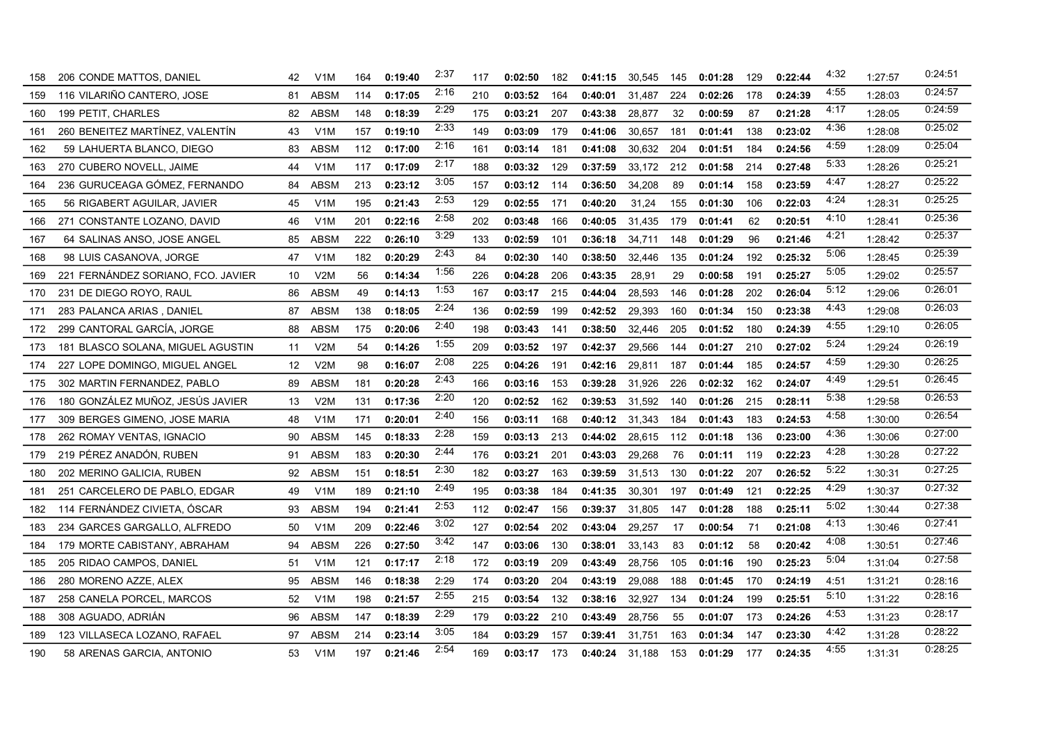| | | | | | | | | | | | | | | | | | | | |
|---|---|---|---|---|---|---|---|---|---|---|---|---|---|---|---|---|---|---|---|
| 158 | 206 CONDE MATTOS, DANIEL | 42 | V1M | 164 | **0:19:40** | 2:37 | 117 | **0:02:50** | 182 | **0:41:15** | 30,545 | 145 | **0:01:28** | 129 | **0:22:44** | 4:32 | 1:27:57 | 0:24:51 |
| 159 | 116 VILARIÑO CANTERO, JOSE | 81 | ABSM | 114 | **0:17:05** | 2:16 | 210 | **0:03:52** | 164 | **0:40:01** | 31,487 | 224 | **0:02:26** | 178 | **0:24:39** | 4:55 | 1:28:03 | 0:24:57 |
| 160 | 199 PETIT, CHARLES | 82 | ABSM | 148 | **0:18:39** | 2:29 | 175 | **0:03:21** | 207 | **0:43:38** | 28,877 | 32 | **0:00:59** | 87 | **0:21:28** | 4:17 | 1:28:05 | 0:24:59 |
| 161 | 260 BENEITEZ MARTÍNEZ, VALENTÍN | 43 | V1M | 157 | **0:19:10** | 2:33 | 149 | **0:03:09** | 179 | **0:41:06** | 30,657 | 181 | **0:01:41** | 138 | **0:23:02** | 4:36 | 1:28:08 | 0:25:02 |
| 162 | 59 LAHUERTA BLANCO, DIEGO | 83 | ABSM | 112 | **0:17:00** | 2:16 | 161 | **0:03:14** | 181 | **0:41:08** | 30,632 | 204 | **0:01:51** | 184 | **0:24:56** | 4:59 | 1:28:09 | 0:25:04 |
| 163 | 270 CUBERO NOVELL, JAIME | 44 | V1M | 117 | **0:17:09** | 2:17 | 188 | **0:03:32** | 129 | **0:37:59** | 33,172 | 212 | **0:01:58** | 214 | **0:27:48** | 5:33 | 1:28:26 | 0:25:21 |
| 164 | 236 GURUCEAGA GÓMEZ, FERNANDO | 84 | ABSM | 213 | **0:23:12** | 3:05 | 157 | **0:03:12** | 114 | **0:36:50** | 34,208 | 89 | **0:01:14** | 158 | **0:23:59** | 4:47 | 1:28:27 | 0:25:22 |
| 165 | 56 RIGABERT AGUILAR, JAVIER | 45 | V1M | 195 | **0:21:43** | 2:53 | 129 | **0:02:55** | 171 | **0:40:20** | 31,24 | 155 | **0:01:30** | 106 | **0:22:03** | 4:24 | 1:28:31 | 0:25:25 |
| 166 | 271 CONSTANTE LOZANO, DAVID | 46 | V1M | 201 | **0:22:16** | 2:58 | 202 | **0:03:48** | 166 | **0:40:05** | 31,435 | 179 | **0:01:41** | 62 | **0:20:51** | 4:10 | 1:28:41 | 0:25:36 |
| 167 | 64 SALINAS ANSO, JOSE ANGEL | 85 | ABSM | 222 | **0:26:10** | 3:29 | 133 | **0:02:59** | 101 | **0:36:18** | 34,711 | 148 | **0:01:29** | 96 | **0:21:46** | 4:21 | 1:28:42 | 0:25:37 |
| 168 | 98 LUIS CASANOVA, JORGE | 47 | V1M | 182 | **0:20:29** | 2:43 | 84 | **0:02:30** | 140 | **0:38:50** | 32,446 | 135 | **0:01:24** | 192 | **0:25:32** | 5:06 | 1:28:45 | 0:25:39 |
| 169 | 221 FERNÁNDEZ SORIANO, FCO. JAVIER | 10 | V2M | 56 | **0:14:34** | 1:56 | 226 | **0:04:28** | 206 | **0:43:35** | 28,91 | 29 | **0:00:58** | 191 | **0:25:27** | 5:05 | 1:29:02 | 0:25:57 |
| 170 | 231 DE DIEGO ROYO, RAUL | 86 | ABSM | 49 | **0:14:13** | 1:53 | 167 | **0:03:17** | 215 | **0:44:04** | 28,593 | 146 | **0:01:28** | 202 | **0:26:04** | 5:12 | 1:29:06 | 0:26:01 |
| 171 | 283 PALANCA ARIAS , DANIEL | 87 | ABSM | 138 | **0:18:05** | 2:24 | 136 | **0:02:59** | 199 | **0:42:52** | 29,393 | 160 | **0:01:34** | 150 | **0:23:38** | 4:43 | 1:29:08 | 0:26:03 |
| 172 | 299 CANTORAL GARCÍA, JORGE | 88 | ABSM | 175 | **0:20:06** | 2:40 | 198 | **0:03:43** | 141 | **0:38:50** | 32,446 | 205 | **0:01:52** | 180 | **0:24:39** | 4:55 | 1:29:10 | 0:26:05 |
| 173 | 181 BLASCO SOLANA, MIGUEL AGUSTIN | 11 | V2M | 54 | **0:14:26** | 1:55 | 209 | **0:03:52** | 197 | **0:42:37** | 29,566 | 144 | **0:01:27** | 210 | **0:27:02** | 5:24 | 1:29:24 | 0:26:19 |
| 174 | 227 LOPE DOMINGO, MIGUEL ANGEL | 12 | V2M | 98 | **0:16:07** | 2:08 | 225 | **0:04:26** | 191 | **0:42:16** | 29,811 | 187 | **0:01:44** | 185 | **0:24:57** | 4:59 | 1:29:30 | 0:26:25 |
| 175 | 302 MARTIN FERNANDEZ, PABLO | 89 | ABSM | 181 | **0:20:28** | 2:43 | 166 | **0:03:16** | 153 | **0:39:28** | 31,926 | 226 | **0:02:32** | 162 | **0:24:07** | 4:49 | 1:29:51 | 0:26:45 |
| 176 | 180 GONZÁLEZ MUÑOZ, JESÚS JAVIER | 13 | V2M | 131 | **0:17:36** | 2:20 | 120 | **0:02:52** | 162 | **0:39:53** | 31,592 | 140 | **0:01:26** | 215 | **0:28:11** | 5:38 | 1:29:58 | 0:26:53 |
| 177 | 309 BERGES GIMENO, JOSE MARIA | 48 | V1M | 171 | **0:20:01** | 2:40 | 156 | **0:03:11** | 168 | **0:40:12** | 31,343 | 184 | **0:01:43** | 183 | **0:24:53** | 4:58 | 1:30:00 | 0:26:54 |
| 178 | 262 ROMAY VENTAS, IGNACIO | 90 | ABSM | 145 | **0:18:33** | 2:28 | 159 | **0:03:13** | 213 | **0:44:02** | 28,615 | 112 | **0:01:18** | 136 | **0:23:00** | 4:36 | 1:30:06 | 0:27:00 |
| 179 | 219 PÉREZ ANADÓN, RUBEN | 91 | ABSM | 183 | **0:20:30** | 2:44 | 176 | **0:03:21** | 201 | **0:43:03** | 29,268 | 76 | **0:01:11** | 119 | **0:22:23** | 4:28 | 1:30:28 | 0:27:22 |
| 180 | 202 MERINO GALICIA, RUBEN | 92 | ABSM | 151 | **0:18:51** | 2:30 | 182 | **0:03:27** | 163 | **0:39:59** | 31,513 | 130 | **0:01:22** | 207 | **0:26:52** | 5:22 | 1:30:31 | 0:27:25 |
| 181 | 251 CARCELERO DE PABLO, EDGAR | 49 | V1M | 189 | **0:21:10** | 2:49 | 195 | **0:03:38** | 184 | **0:41:35** | 30,301 | 197 | **0:01:49** | 121 | **0:22:25** | 4:29 | 1:30:37 | 0:27:32 |
| 182 | 114 FERNÁNDEZ CIVIETA, ÓSCAR | 93 | ABSM | 194 | **0:21:41** | 2:53 | 112 | **0:02:47** | 156 | **0:39:37** | 31,805 | 147 | **0:01:28** | 188 | **0:25:11** | 5:02 | 1:30:44 | 0:27:38 |
| 183 | 234 GARCES GARGALLO, ALFREDO | 50 | V1M | 209 | **0:22:46** | 3:02 | 127 | **0:02:54** | 202 | **0:43:04** | 29,257 | 17 | **0:00:54** | 71 | **0:21:08** | 4:13 | 1:30:46 | 0:27:41 |
| 184 | 179 MORTE CABISTANY, ABRAHAM | 94 | ABSM | 226 | **0:27:50** | 3:42 | 147 | **0:03:06** | 130 | **0:38:01** | 33,143 | 83 | **0:01:12** | 58 | **0:20:42** | 4:08 | 1:30:51 | 0:27:46 |
| 185 | 205 RIDAO CAMPOS, DANIEL | 51 | V1M | 121 | **0:17:17** | 2:18 | 172 | **0:03:19** | 209 | **0:43:49** | 28,756 | 105 | **0:01:16** | 190 | **0:25:23** | 5:04 | 1:31:04 | 0:27:58 |
| 186 | 280 MORENO AZZE, ALEX | 95 | ABSM | 146 | **0:18:38** | 2:29 | 174 | **0:03:20** | 204 | **0:43:19** | 29,088 | 188 | **0:01:45** | 170 | **0:24:19** | 4:51 | 1:31:21 | 0:28:16 |
| 187 | 258 CANELA PORCEL, MARCOS | 52 | V1M | 198 | **0:21:57** | 2:55 | 215 | **0:03:54** | 132 | **0:38:16** | 32,927 | 134 | **0:01:24** | 199 | **0:25:51** | 5:10 | 1:31:22 | 0:28:16 |
| 188 | 308 AGUADO, ADRIÁN | 96 | ABSM | 147 | **0:18:39** | 2:29 | 179 | **0:03:22** | 210 | **0:43:49** | 28,756 | 55 | **0:01:07** | 173 | **0:24:26** | 4:53 | 1:31:23 | 0:28:17 |
| 189 | 123 VILLASECA LOZANO, RAFAEL | 97 | ABSM | 214 | **0:23:14** | 3:05 | 184 | **0:03:29** | 157 | **0:39:41** | 31,751 | 163 | **0:01:34** | 147 | **0:23:30** | 4:42 | 1:31:28 | 0:28:22 |
| 190 | 58 ARENAS GARCIA, ANTONIO | 53 | V1M | 197 | **0:21:46** | 2:54 | 169 | **0:03:17** | 173 | **0:40:24** | 31,188 | 153 | **0:01:29** | 177 | **0:24:35** | 4:55 | 1:31:31 | 0:28:25 |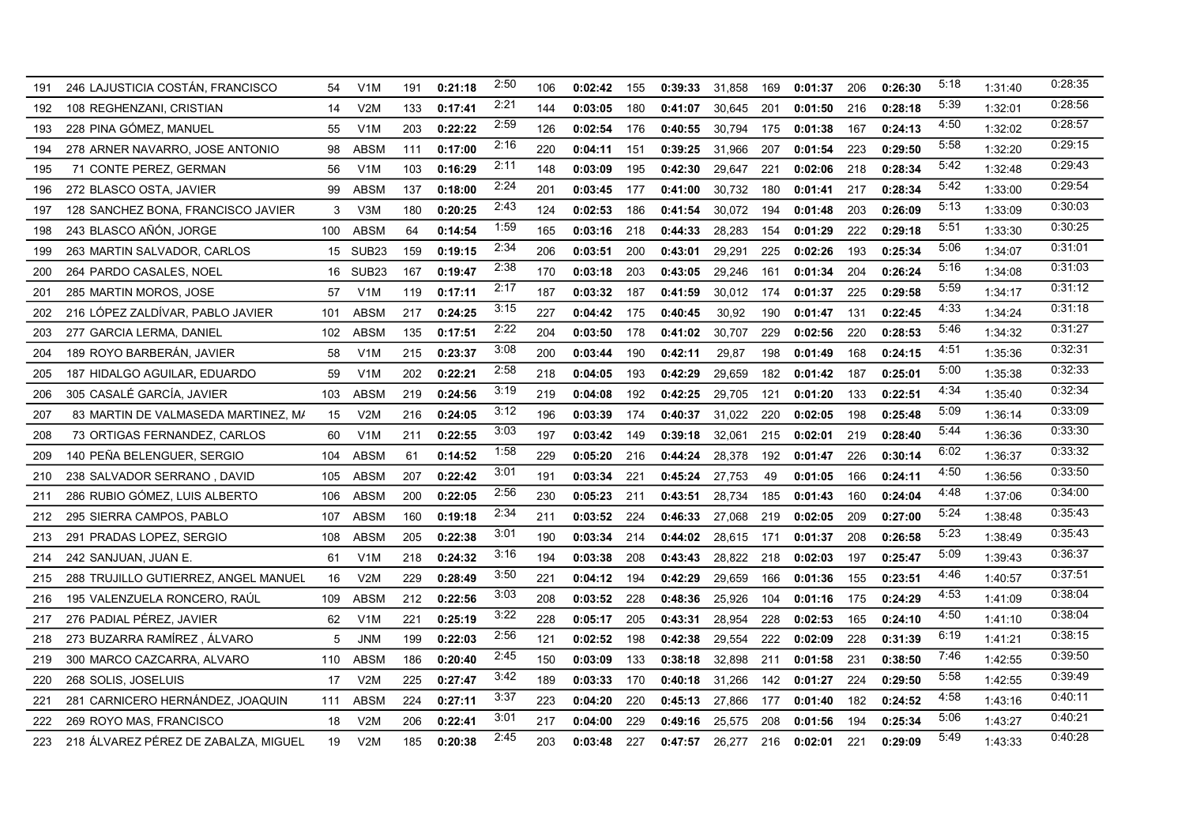| | | | | | | | | | | | | | | | | | | |
|---|---|---|---|---|---|---|---|---|---|---|---|---|---|---|---|---|---|---|
| 191 | 246 LAJUSTICIA COSTÁN, FRANCISCO | 54 | V1M | 191 | **0:21:18** | 2:50 | 106 | **0:02:42** | 155 | **0:39:33** | 31,858 | 169 | **0:01:37** | 206 | **0:26:30** | 5:18 | 1:31:40 | 0:28:35 |
| 192 | 108 REGHENZANI, CRISTIAN | 14 | V2M | 133 | **0:17:41** | 2:21 | 144 | **0:03:05** | 180 | **0:41:07** | 30,645 | 201 | **0:01:50** | 216 | **0:28:18** | 5:39 | 1:32:01 | 0:28:56 |
| 193 | 228 PINA GÓMEZ, MANUEL | 55 | V1M | 203 | **0:22:22** | 2:59 | 126 | **0:02:54** | 176 | **0:40:55** | 30,794 | 175 | **0:01:38** | 167 | **0:24:13** | 4:50 | 1:32:02 | 0:28:57 |
| 194 | 278 ARNER NAVARRO, JOSE ANTONIO | 98 | ABSM | 111 | **0:17:00** | 2:16 | 220 | **0:04:11** | 151 | **0:39:25** | 31,966 | 207 | **0:01:54** | 223 | **0:29:50** | 5:58 | 1:32:20 | 0:29:15 |
| 195 | 71 CONTE PEREZ, GERMAN | 56 | V1M | 103 | **0:16:29** | 2:11 | 148 | **0:03:09** | 195 | **0:42:30** | 29,647 | 221 | **0:02:06** | 218 | **0:28:34** | 5:42 | 1:32:48 | 0:29:43 |
| 196 | 272 BLASCO OSTA, JAVIER | 99 | ABSM | 137 | **0:18:00** | 2:24 | 201 | **0:03:45** | 177 | **0:41:00** | 30,732 | 180 | **0:01:41** | 217 | **0:28:34** | 5:42 | 1:33:00 | 0:29:54 |
| 197 | 128 SANCHEZ BONA, FRANCISCO JAVIER | 3 | V3M | 180 | **0:20:25** | 2:43 | 124 | **0:02:53** | 186 | **0:41:54** | 30,072 | 194 | **0:01:48** | 203 | **0:26:09** | 5:13 | 1:33:09 | 0:30:03 |
| 198 | 243 BLASCO AÑÓN, JORGE | 100 | ABSM | 64 | **0:14:54** | 1:59 | 165 | **0:03:16** | 218 | **0:44:33** | 28,283 | 154 | **0:01:29** | 222 | **0:29:18** | 5:51 | 1:33:30 | 0:30:25 |
| 199 | 263 MARTIN SALVADOR, CARLOS | 15 | SUB23 | 159 | **0:19:15** | 2:34 | 206 | **0:03:51** | 200 | **0:43:01** | 29,291 | 225 | **0:02:26** | 193 | **0:25:34** | 5:06 | 1:34:07 | 0:31:01 |
| 200 | 264 PARDO CASALES, NOEL | 16 | SUB23 | 167 | **0:19:47** | 2:38 | 170 | **0:03:18** | 203 | **0:43:05** | 29,246 | 161 | **0:01:34** | 204 | **0:26:24** | 5:16 | 1:34:08 | 0:31:03 |
| 201 | 285 MARTIN MOROS, JOSE | 57 | V1M | 119 | **0:17:11** | 2:17 | 187 | **0:03:32** | 187 | **0:41:59** | 30,012 | 174 | **0:01:37** | 225 | **0:29:58** | 5:59 | 1:34:17 | 0:31:12 |
| 202 | 216 LÓPEZ ZALDÍVAR, PABLO JAVIER | 101 | ABSM | 217 | **0:24:25** | 3:15 | 227 | **0:04:42** | 175 | **0:40:45** | 30,92 | 190 | **0:01:47** | 131 | **0:22:45** | 4:33 | 1:34:24 | 0:31:18 |
| 203 | 277 GARCIA LERMA, DANIEL | 102 | ABSM | 135 | **0:17:51** | 2:22 | 204 | **0:03:50** | 178 | **0:41:02** | 30,707 | 229 | **0:02:56** | 220 | **0:28:53** | 5:46 | 1:34:32 | 0:31:27 |
| 204 | 189 ROYO BARBERÁN, JAVIER | 58 | V1M | 215 | **0:23:37** | 3:08 | 200 | **0:03:44** | 190 | **0:42:11** | 29,87 | 198 | **0:01:49** | 168 | **0:24:15** | 4:51 | 1:35:36 | 0:32:31 |
| 205 | 187 HIDALGO AGUILAR, EDUARDO | 59 | V1M | 202 | **0:22:21** | 2:58 | 218 | **0:04:05** | 193 | **0:42:29** | 29,659 | 182 | **0:01:42** | 187 | **0:25:01** | 5:00 | 1:35:38 | 0:32:33 |
| 206 | 305 CASALÉ GARCÍA, JAVIER | 103 | ABSM | 219 | **0:24:56** | 3:19 | 219 | **0:04:08** | 192 | **0:42:25** | 29,705 | 121 | **0:01:20** | 133 | **0:22:51** | 4:34 | 1:35:40 | 0:32:34 |
| 207 | 83 MARTIN DE VALMASEDA MARTINEZ, MA | 15 | V2M | 216 | **0:24:05** | 3:12 | 196 | **0:03:39** | 174 | **0:40:37** | 31,022 | 220 | **0:02:05** | 198 | **0:25:48** | 5:09 | 1:36:14 | 0:33:09 |
| 208 | 73 ORTIGAS FERNANDEZ, CARLOS | 60 | V1M | 211 | **0:22:55** | 3:03 | 197 | **0:03:42** | 149 | **0:39:18** | 32,061 | 215 | **0:02:01** | 219 | **0:28:40** | 5:44 | 1:36:36 | 0:33:30 |
| 209 | 140 PEÑA BELENGUER, SERGIO | 104 | ABSM | 61 | **0:14:52** | 1:58 | 229 | **0:05:20** | 216 | **0:44:24** | 28,378 | 192 | **0:01:47** | 226 | **0:30:14** | 6:02 | 1:36:37 | 0:33:32 |
| 210 | 238 SALVADOR SERRANO , DAVID | 105 | ABSM | 207 | **0:22:42** | 3:01 | 191 | **0:03:34** | 221 | **0:45:24** | 27,753 | 49 | **0:01:05** | 166 | **0:24:11** | 4:50 | 1:36:56 | 0:33:50 |
| 211 | 286 RUBIO GÓMEZ, LUIS ALBERTO | 106 | ABSM | 200 | **0:22:05** | 2:56 | 230 | **0:05:23** | 211 | **0:43:51** | 28,734 | 185 | **0:01:43** | 160 | **0:24:04** | 4:48 | 1:37:06 | 0:34:00 |
| 212 | 295 SIERRA CAMPOS, PABLO | 107 | ABSM | 160 | **0:19:18** | 2:34 | 211 | **0:03:52** | 224 | **0:46:33** | 27,068 | 219 | **0:02:05** | 209 | **0:27:00** | 5:24 | 1:38:48 | 0:35:43 |
| 213 | 291 PRADAS LOPEZ, SERGIO | 108 | ABSM | 205 | **0:22:38** | 3:01 | 190 | **0:03:34** | 214 | **0:44:02** | 28,615 | 171 | **0:01:37** | 208 | **0:26:58** | 5:23 | 1:38:49 | 0:35:43 |
| 214 | 242 SANJUAN, JUAN E. | 61 | V1M | 218 | **0:24:32** | 3:16 | 194 | **0:03:38** | 208 | **0:43:43** | 28,822 | 218 | **0:02:03** | 197 | **0:25:47** | 5:09 | 1:39:43 | 0:36:37 |
| 215 | 288 TRUJILLO GUTIERREZ, ANGEL MANUEL | 16 | V2M | 229 | **0:28:49** | 3:50 | 221 | **0:04:12** | 194 | **0:42:29** | 29,659 | 166 | **0:01:36** | 155 | **0:23:51** | 4:46 | 1:40:57 | 0:37:51 |
| 216 | 195 VALENZUELA RONCERO, RAÚL | 109 | ABSM | 212 | **0:22:56** | 3:03 | 208 | **0:03:52** | 228 | **0:48:36** | 25,926 | 104 | **0:01:16** | 175 | **0:24:29** | 4:53 | 1:41:09 | 0:38:04 |
| 217 | 276 PADIAL PÉREZ, JAVIER | 62 | V1M | 221 | **0:25:19** | 3:22 | 228 | **0:05:17** | 205 | **0:43:31** | 28,954 | 228 | **0:02:53** | 165 | **0:24:10** | 4:50 | 1:41:10 | 0:38:04 |
| 218 | 273 BUZARRA RAMÍREZ , ÁLVARO | 5 | JNM | 199 | **0:22:03** | 2:56 | 121 | **0:02:52** | 198 | **0:42:38** | 29,554 | 222 | **0:02:09** | 228 | **0:31:39** | 6:19 | 1:41:21 | 0:38:15 |
| 219 | 300 MARCO CAZCARRA, ALVARO | 110 | ABSM | 186 | **0:20:40** | 2:45 | 150 | **0:03:09** | 133 | **0:38:18** | 32,898 | 211 | **0:01:58** | 231 | **0:38:50** | 7:46 | 1:42:55 | 0:39:50 |
| 220 | 268 SOLIS, JOSELUIS | 17 | V2M | 225 | **0:27:47** | 3:42 | 189 | **0:03:33** | 170 | **0:40:18** | 31,266 | 142 | **0:01:27** | 224 | **0:29:50** | 5:58 | 1:42:55 | 0:39:49 |
| 221 | 281 CARNICERO HERNÁNDEZ, JOAQUIN | 111 | ABSM | 224 | **0:27:11** | 3:37 | 223 | **0:04:20** | 220 | **0:45:13** | 27,866 | 177 | **0:01:40** | 182 | **0:24:52** | 4:58 | 1:43:16 | 0:40:11 |
| 222 | 269 ROYO MAS, FRANCISCO | 18 | V2M | 206 | **0:22:41** | 3:01 | 217 | **0:04:00** | 229 | **0:49:16** | 25,575 | 208 | **0:01:56** | 194 | **0:25:34** | 5:06 | 1:43:27 | 0:40:21 |
| 223 | 218 ÁLVAREZ PÉREZ DE ZABALZA, MIGUEL | 19 | V2M | 185 | **0:20:38** | 2:45 | 203 | **0:03:48** | 227 | **0:47:57** | 26,277 | 216 | **0:02:01** | 221 | **0:29:09** | 5:49 | 1:43:33 | 0:40:28 |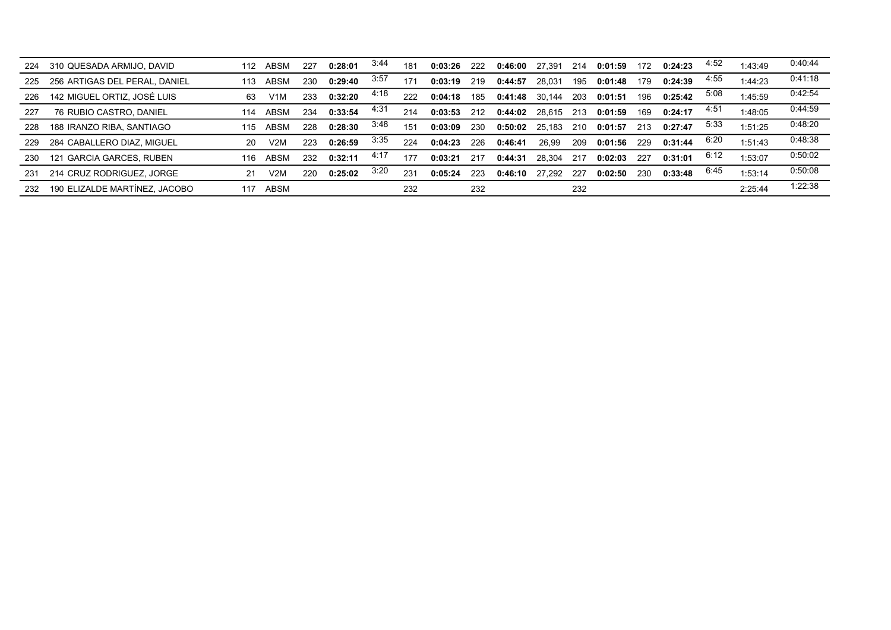| | | | | | | | | | | | | | | | | | | | |
|---|---|---|---|---|---|---|---|---|---|---|---|---|---|---|---|---|---|---|---|
| 224 | 310 QUESADA ARMIJO, DAVID | 112 | ABSM | 227 | **0:28:01** | 3:44 | 181 | **0:03:26** | 222 | **0:46:00** | 27,391 | 214 | **0:01:59** | 172 | **0:24:23** | 4:52 | 1:43:49 | 0:40:44 |
| 225 | 256 ARTIGAS DEL PERAL, DANIEL | 113 | ABSM | 230 | **0:29:40** | 3:57 | 171 | **0:03:19** | 219 | **0:44:57** | 28,031 | 195 | **0:01:48** | 179 | **0:24:39** | 4:55 | 1:44:23 | 0:41:18 |
| 226 | 142 MIGUEL ORTIZ, JOSÉ LUIS | 63 | V1M | 233 | **0:32:20** | 4:18 | 222 | **0:04:18** | 185 | **0:41:48** | 30,144 | 203 | **0:01:51** | 196 | **0:25:42** | 5:08 | 1:45:59 | 0:42:54 |
| 227 | 76 RUBIO CASTRO, DANIEL | 114 | ABSM | 234 | **0:33:54** | 4:31 | 214 | **0:03:53** | 212 | **0:44:02** | 28,615 | 213 | **0:01:59** | 169 | **0:24:17** | 4:51 | 1:48:05 | 0:44:59 |
| 228 | 188 IRANZO RIBA, SANTIAGO | 115 | ABSM | 228 | **0:28:30** | 3:48 | 151 | **0:03:09** | 230 | **0:50:02** | 25,183 | 210 | **0:01:57** | 213 | **0:27:47** | 5:33 | 1:51:25 | 0:48:20 |
| 229 | 284 CABALLERO DIAZ, MIGUEL | 20 | V2M | 223 | **0:26:59** | 3:35 | 224 | **0:04:23** | 226 | **0:46:41** | 26,99 | 209 | **0:01:56** | 229 | **0:31:44** | 6:20 | 1:51:43 | 0:48:38 |
| 230 | 121 GARCIA GARCES, RUBEN | 116 | ABSM | 232 | **0:32:11** | 4:17 | 177 | **0:03:21** | 217 | **0:44:31** | 28,304 | 217 | **0:02:03** | 227 | **0:31:01** | 6:12 | 1:53:07 | 0:50:02 |
| 231 | 214 CRUZ RODRIGUEZ, JORGE | 21 | V2M | 220 | **0:25:02** | 3:20 | 231 | **0:05:24** | 223 | **0:46:10** | 27,292 | 227 | **0:02:50** | 230 | **0:33:48** | 6:45 | 1:53:14 | 0:50:08 |
| 232 | 190 ELIZALDE MARTÍNEZ, JACOBO | 117 | ABSM | | | | 232 | | 232 | | | 232 | | | | | 2:25:44 | 1:22:38 |